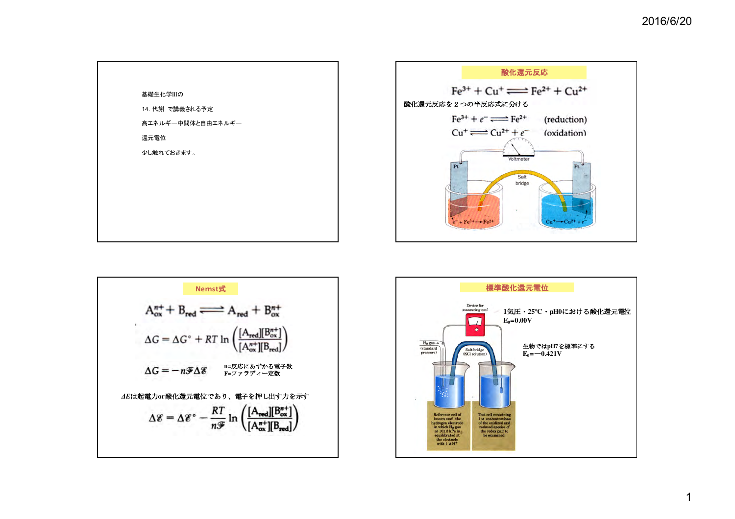基礎生化学IIIの

14. 代謝 で講義される予定

高エネルギー中間体と自由エネルギー

還元電位

少し触れておきます。

## 酸化還元反応

$$Fe^{3+} + Cu^{+} \rightleftharpoons Fe^{2+} + Cu^{2+}$$

酸化還元反応を２つの半反応式に分ける

$$Fe^{3+} + e^{-} \rightleftharpoons Fe^{2+} \quad \text{(reduction)}$$

$$Cu^{+} \rightleftharpoons Cu^{2+} + e^{-} \quad \text{(oxidation)}$$

Voltmeter

Pt　Salt bridge　Pt

$e^{-} + Fe^{3+} \rightarrow Fe^{2+}$　　$Cu^{+} \rightarrow Cu^{2+} + e^{-}$

## Nernst式

$$A_{ox}^{n+} + B_{red} \rightleftharpoons A_{red} + B_{ox}^{n+}$$

$$\Delta G = \Delta G^{\circ} + RT \ln\left(\frac{[A_{red}][B_{ox}^{n+}]}{[A_{ox}^{n+}][B_{red}]}\right)$$

$$\Delta G = -n\mathcal{F}\Delta\mathcal{E}$$

n=反応にあずかる電子数
F=ファラディー定数

*ΔE*は起電力or酸化還元電位であり、電子を押し出す力を示す

$$\Delta\mathcal{E} = \Delta\mathcal{E}^{\circ} - \frac{RT}{n\mathcal{F}} \ln\left(\frac{[A_{red}][B_{ox}^{n+}]}{[A_{ox}^{n+}][B_{red}]}\right)$$

## 標準酸化還元電位

1気圧・25℃・pH0における酸化還元電位
$E_0$=0.00V

生物ではpH7を標準にする
$E_0$=−0.421V

Device for measuring emf

$H_2$ gas → (standard pressure)

Salt bridge (KCl solution)

Reference cell of known emf: the hydrogen electrode in which $H_2$ gas at 101.3 kPa is equilibrated at the electrode with 1 M $H^{+}$

Test cell containing 1 M concentrations of the oxidized and reduced species of the redox pair to be examined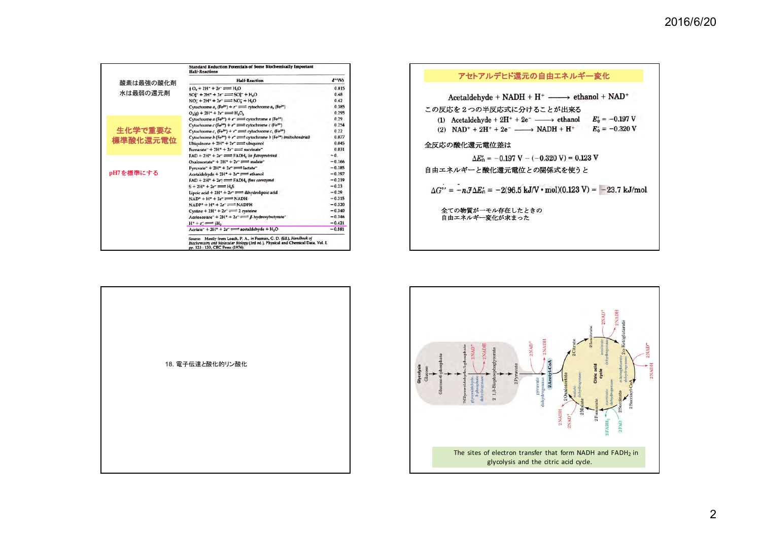酸素は最強の酸化剤
水は最強の還元剤

**生化学で重要な標準酸化還元電位**

pH7を標準にする

**Standard Reduction Potentials of Some Biochemically Important Half-Reactions**

| Half-Reaction | $\mathcal{E}'^\circ$(V) |
|---|---|
| $\frac{1}{2}O_2 + 2H^+ + 2e^- \rightleftharpoons H_2O$ | 0.815 |
| $SO_4^{2-} + 2H^+ + 2e^- \rightleftharpoons SO_3^{2-} + H_2O$ | 0.48 |
| $NO_3^- + 2H^+ + 2e^- \rightleftharpoons NO_2^- + H_2O$ | 0.42 |
| Cytochrome $a_3$ ($Fe^{3+}$) + $e^-$ $\rightleftharpoons$ cytochrome $a_3$ ($Fe^{2+}$) | 0.385 |
| $O_2(g) + 2H^+ + 2e^- \rightleftharpoons H_2O_2$ | 0.295 |
| Cytochrome $a$ ($Fe^{3+}$) + $e^-$ $\rightleftharpoons$ cytochrome $a$ ($Fe^{2+}$) | 0.29 |
| Cytochrome $c$ ($Fe^{3+}$) + $e^-$ $\rightleftharpoons$ cytochrome $c$ ($Fe^{2+}$) | 0.254 |
| Cytochrome $c_1$ ($Fe^{3+}$) + $e^-$ $\rightleftharpoons$ cytochrome $c_1$ ($Fe^{2+}$) | 0.22 |
| Cytochrome $b$ ($Fe^{3+}$) + $e^-$ $\rightleftharpoons$ cytochrome $b$ ($Fe^{2+}$) *(mitochondrial)* | 0.077 |
| Ubiquinone + $2H^+ + 2e^-$ $\rightleftharpoons$ ubiquinol | 0.045 |
| Fumarate$^-$ + $2H^+ + 2e^-$ $\rightleftharpoons$ succinate$^-$ | 0.031 |
| FAD + $2H^+ + 2e^-$ $\rightleftharpoons$ $FADH_2$ *(in flavoproteins)* | ~0. |
| Oxaloacetate$^-$ + $2H^+ + 2e^-$ $\rightleftharpoons$ malate$^-$ | −0.166 |
| Pyruvate$^-$ + $2H^+ + 2e^-$ $\rightleftharpoons$ lactate$^-$ | −0.185 |
| Acetaldehyde + $2H^+ + 2e^-$ $\rightleftharpoons$ ethanol | −0.197 |
| FAD + $2H^+ + 2e^-$ $\rightleftharpoons$ $FADH_2$ *(free coenzyme)* | −0.219 |
| S + $2H^+ + 2e^-$ $\rightleftharpoons$ $H_2S$ | −0.23 |
| Lipoic acid + $2H^+ + 2e^-$ $\rightleftharpoons$ dihydrolipoic acid | −0.29 |
| $NAD^+ + H^+ + 2e^-$ $\rightleftharpoons$ NADH | −0.315 |
| $NADP^+ + H^+ + 2e^-$ $\rightleftharpoons$ NADPH | −0.320 |
| Cystine + $2H^+ + 2e^-$ $\rightleftharpoons$ 2 cysteine | −0.340 |
| Acetoacetate$^-$ + $2H^+ + 2e^-$ $\rightleftharpoons$ β-hydroxybutyrate$^-$ | −0.346 |
| $H^+ + e^- \rightleftharpoons \frac{1}{2}H_2$ | −0.421 |
| Acetate$^-$ + $2H^+ + 2e^-$ $\rightleftharpoons$ acetaldehyde + $H_2O$ | −0.581 |

Source: Mostly from Loach, P. A., *in* Fasman, G. D. (Ed.), *Handbook of Biochemistry and Molecular Biology* (3rd ed.), Physical and Chemical Data, Vol. I, pp. 123–130, CRC Press (1976).

## アセトアルデヒド還元の自由エネルギー変化

$$\text{Acetaldehyde} + \text{NADH} + H^+ \longrightarrow \text{ethanol} + \text{NAD}^+$$

この反応を２つの半反応式に分けることが出来る

(1) $\text{Acetaldehyde} + 2H^+ + 2e^- \longrightarrow \text{ethanol} \qquad E_0' = -0.197\text{ V}$

(2) $\text{NAD}^+ + 2H^+ + 2e^- \longrightarrow \text{NADH} + H^+ \qquad E_0' = -0.320\text{ V}$

全反応の酸化還元電位差は

$$\Delta E_0' = -0.197\text{ V} - (-0.320\text{ V}) = 0.123\text{ V}$$

自由エネルギーと酸化還元電位との関係式を使うと

$$\Delta G^{\circ\prime} = -n\mathcal{F}\Delta E_0' = -2(96.5\text{ kJ/V}\cdot\text{mol})(0.123\text{ V}) = -23.7\text{ kJ/mol}$$

全ての物質が一モル存在したときの
自由エネルギー変化が求まった

18. 電子伝達と酸化的リン酸化

The sites of electron transfer that form NADH and $FADH_2$ in glycolysis and the citric acid cycle.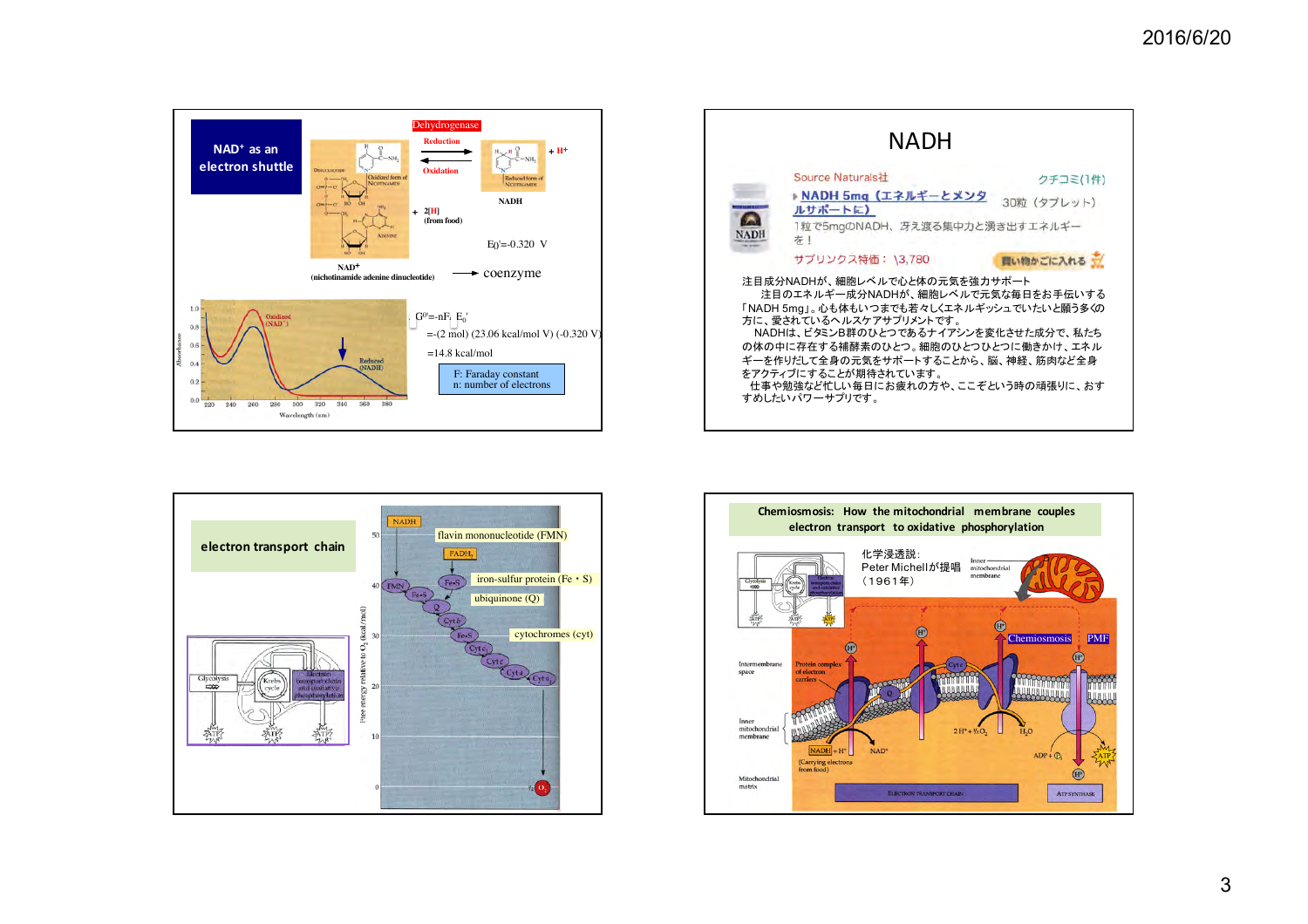## NAD⁺ as an electron shuttle

Dehydrogenase

Reduction

Oxidation

$+ H^+$

NADH

$+ 2[H]$ (from food)

$E_0' = -0.320$ V

$NAD^+$ (nichotinamide adenine dinucleotide) → coenzyme

$G^{0\prime} = -nF E_0'$

$= -(2\ \text{mol})\ (23.06\ \text{kcal/mol V})\ (-0.320\ \text{V})$

$= 14.8$ kcal/mol

F: Faraday constant
n: number of electrons

## NADH

Source Naturals社　クチコミ(1件)

NADH 5mg（エネルギーとメンタルサポートに）　30粒（タブレット）

1粒で5mgのNADH、冴え渡る集中力と湧き出すエネルギーを！

サプリンクス特価： \3,780

注目成分NADHが、細胞レベルで心と体の元気を強力サポート

注目のエネルギー成分NADHが、細胞レベルで元気な毎日をお手伝いする「NADH 5mg」。心も体もいつまでも若々しくエネルギッシュでいたいと願う多くの方に、愛されているヘルスケアサプリメントです。

NADHは、ビタミンB群のひとつであるナイアシンを変化させた成分で、私たちの体の中に存在する補酵素のひとつ。細胞のひとつひとつに働きかけ、エネルギーを作りだして全身の元気をサポートすることから、脳、神経、筋肉など全身をアクティブにすることが期待されています。

仕事や勉強など忙しい毎日にお疲れの方や、ここぞという時の頑張りに、おすすめしたいパワーサプリです。

## electron transport chain

- flavin mononucleotide (FMN)
- iron-sulfur protein (Fe・S)
- ubiquinone (Q)
- cytochromes (cyt)

## Chemiosmosis: How the mitochondrial membrane couples electron transport to oxidative phosphorylation

化学浸透説：
Peter Michellが提唱
（1961年）

Chemiosmosis　PMF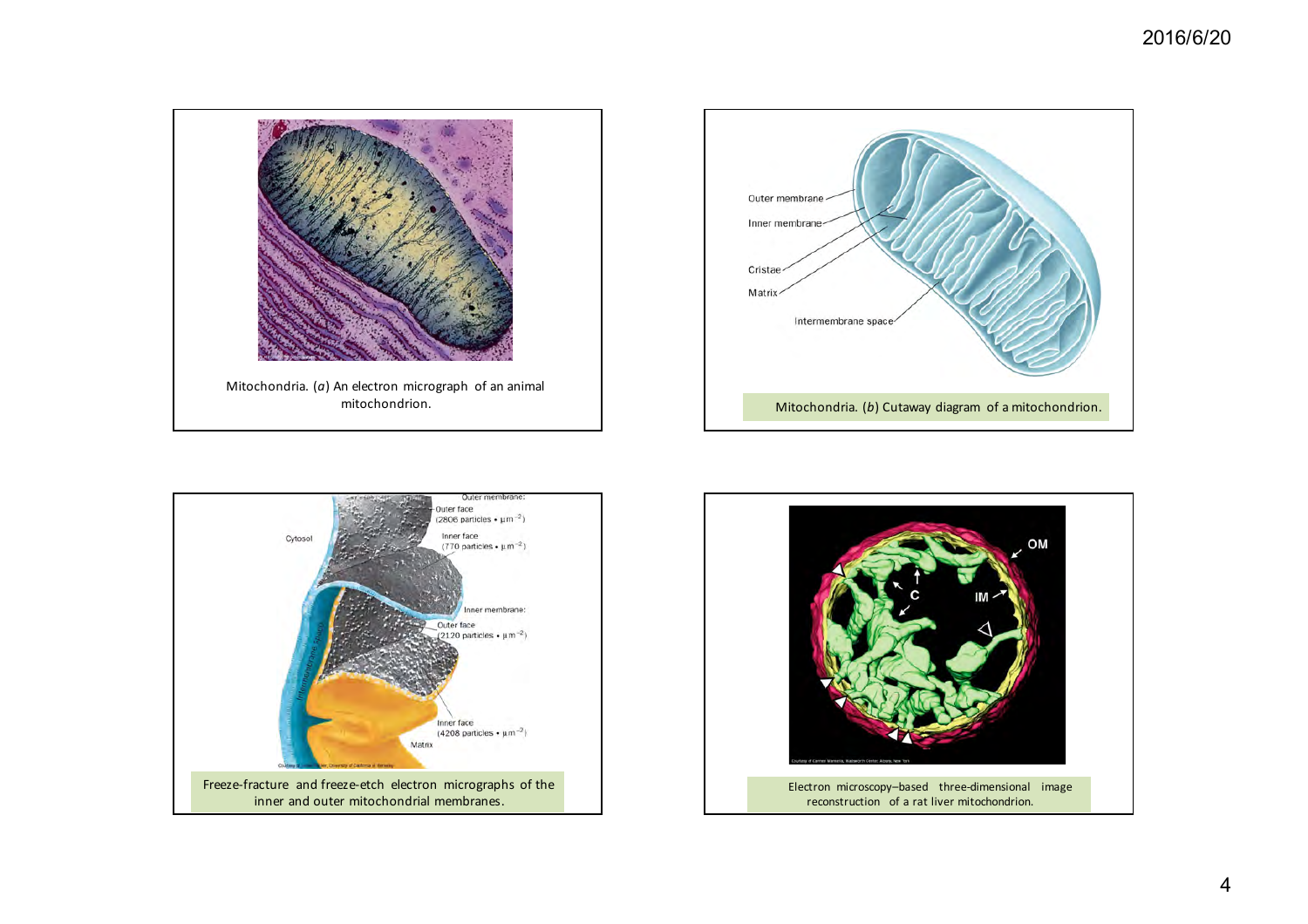Mitochondria. (*a*) An electron micrograph of an animal mitochondrion.

Outer membrane

Inner membrane

Cristae

Matrix

Intermembrane space

Mitochondria. (*b*) Cutaway diagram of a mitochondrion.

Cytosol

Outer membrane:

Outer face ($2806$ particles $\cdot \mu m^{-2}$)

Inner face ($770$ particles $\cdot \mu m^{-2}$)

Inner membrane:

Outer face ($2120$ particles $\cdot \mu m^{-2}$)

Inner face ($4208$ particles $\cdot \mu m^{-2}$)

Matrix

Intermembrane space

Freeze-fracture and freeze-etch electron micrographs of the inner and outer mitochondrial membranes.

OM

IM

C

Electron microscopy–based three-dimensional image reconstruction of a rat liver mitochondrion.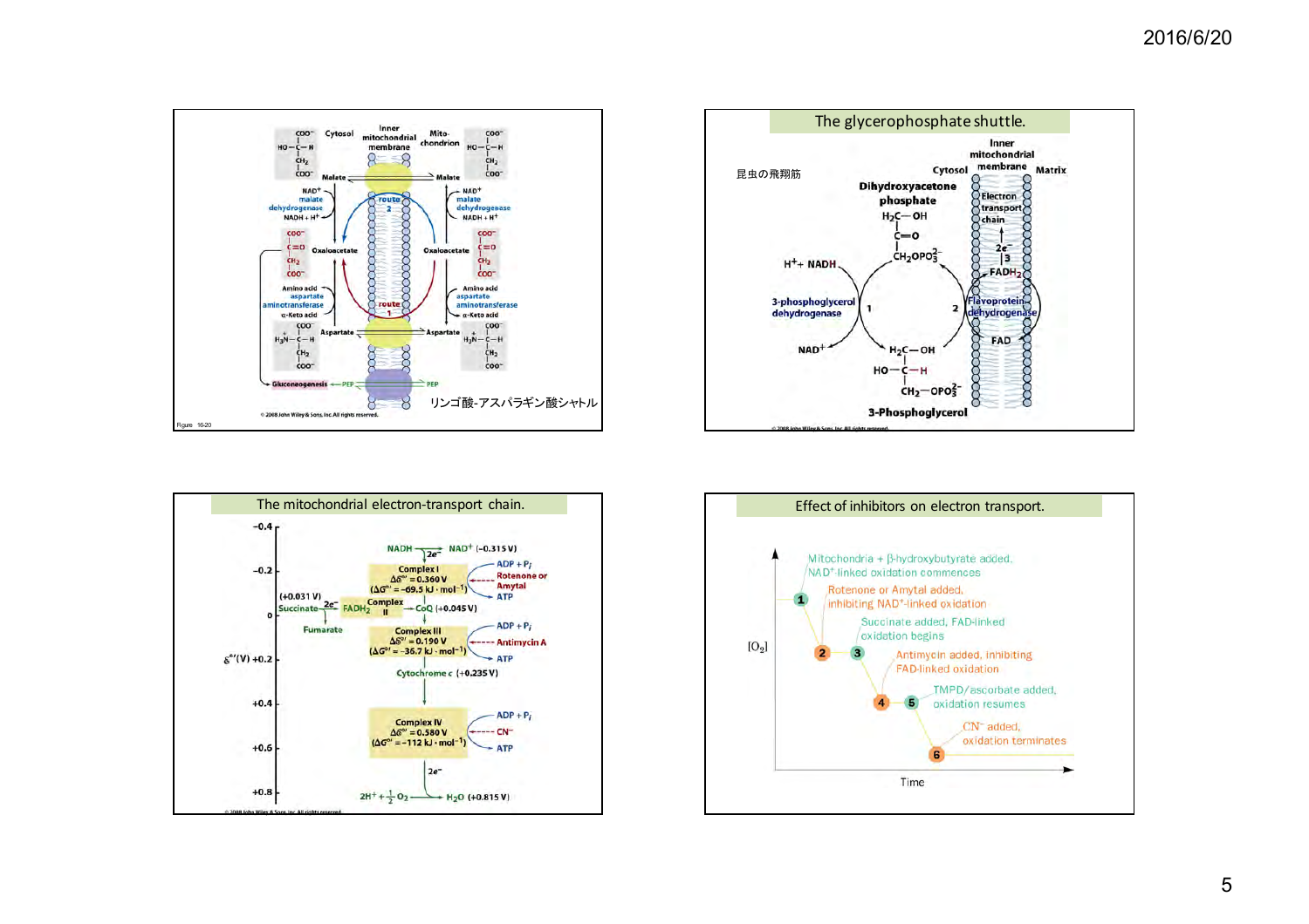リンゴ酸-アスパラギン酸シャトル

Figure 16-20

## The glycerophosphate shuttle.

昆虫の飛翔筋

## The mitochondrial electron-transport chain.

## Effect of inhibitors on electron transport.

1. Mitochondria + β-hydroxybutyrate added, NAD+-linked oxidation commences
2. Rotenone or Amytal added, inhibiting NAD+-linked oxidation
3. Succinate added, FAD-linked oxidation begins
4. Antimycin added, inhibiting FAD-linked oxidation
5. TMPD/ascorbate added, oxidation resumes
6. CN− added, oxidation terminates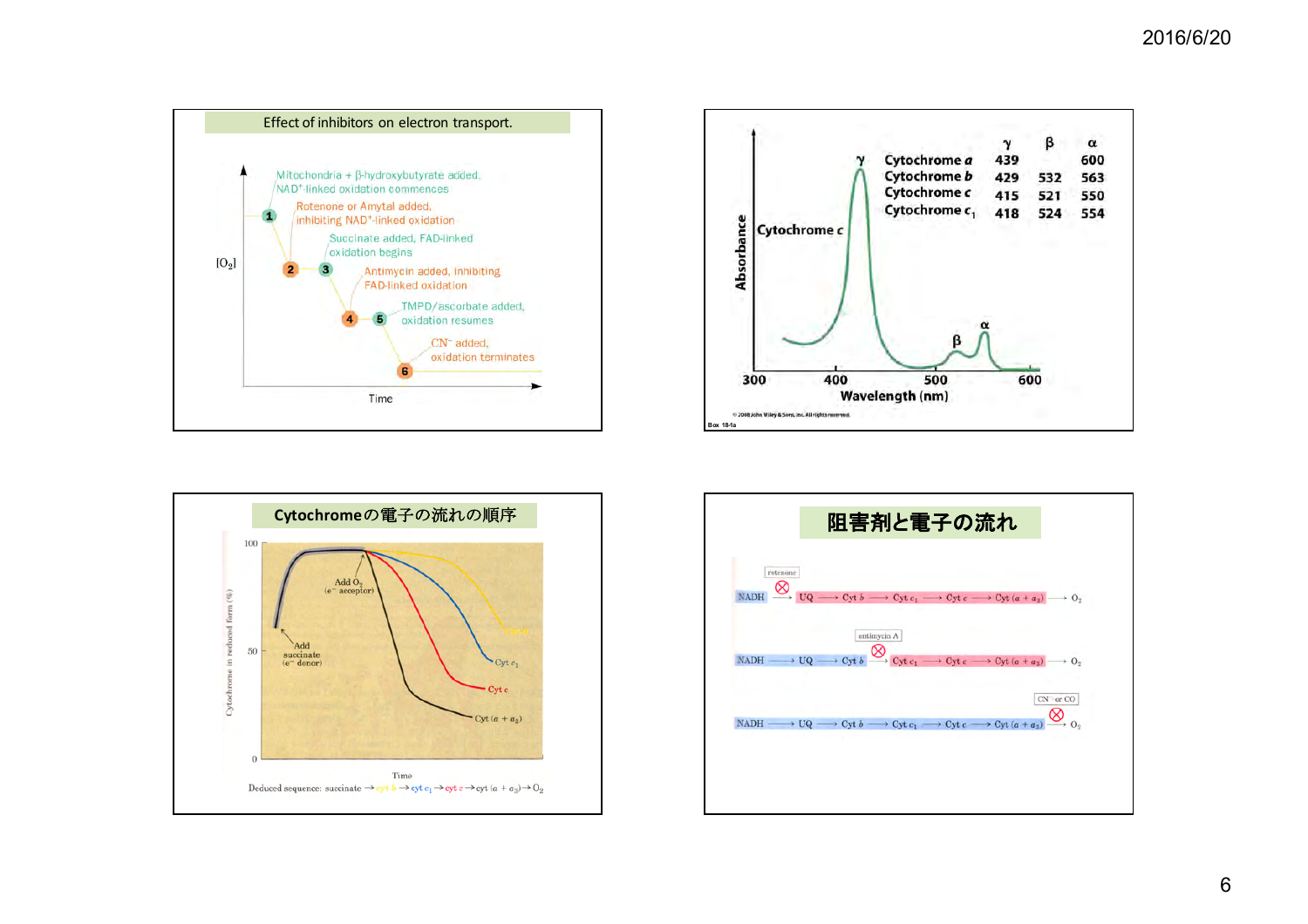## Effect of inhibitors on electron transport.

$[O_2]$

Time

1. Mitochondria + β-hydroxybutyrate added. $NAD^+$-linked oxidation commences
2. Rotenone or Amytal added, inhibiting $NAD^+$-linked oxidation
3. Succinate added, FAD-linked oxidation begins
4. Antimycin added, inhibiting FAD-linked oxidation
5. TMPD/ascorbate added, oxidation resumes
6. $CN^-$ added, oxidation terminates

---

Cytochrome *c*

Absorbance

Wavelength (nm)

| | γ | β | α |
|---|---|---|---|
| Cytochrome *a* | 439 | | 600 |
| Cytochrome *b* | 429 | 532 | 563 |
| Cytochrome *c* | 415 | 521 | 550 |
| Cytochrome $c_1$ | 418 | 524 | 554 |

© 2008 John Wiley & Sons, Inc. All rights reserved.

Box 18-1a

---

## Cytochromeの電子の流れの順序

Cytochrome in reduced form (%)

Add $O_2$ ($e^-$ acceptor)

Add succinate ($e^-$ donor)

Cyt *b*, Cyt $c_1$, Cyt *c*, Cyt ($a + a_3$)

Time

Deduced sequence: succinate → cyt *b* → cyt $c_1$ → cyt *c* → cyt ($a + a_3$) → $O_2$

---

## 阻害剤と電子の流れ

rotenone: NADH ⊗ → UQ → Cyt *b* → Cyt $c_1$ → Cyt *c* → Cyt ($a + a_3$) → $O_2$

antimycin A: NADH → UQ → Cyt *b* ⊗ → Cyt $c_1$ → Cyt *c* → Cyt ($a + a_3$) → $O_2$

$CN^-$ or CO: NADH → UQ → Cyt *b* → Cyt $c_1$ → Cyt *c* → Cyt ($a + a_3$) ⊗ → $O_2$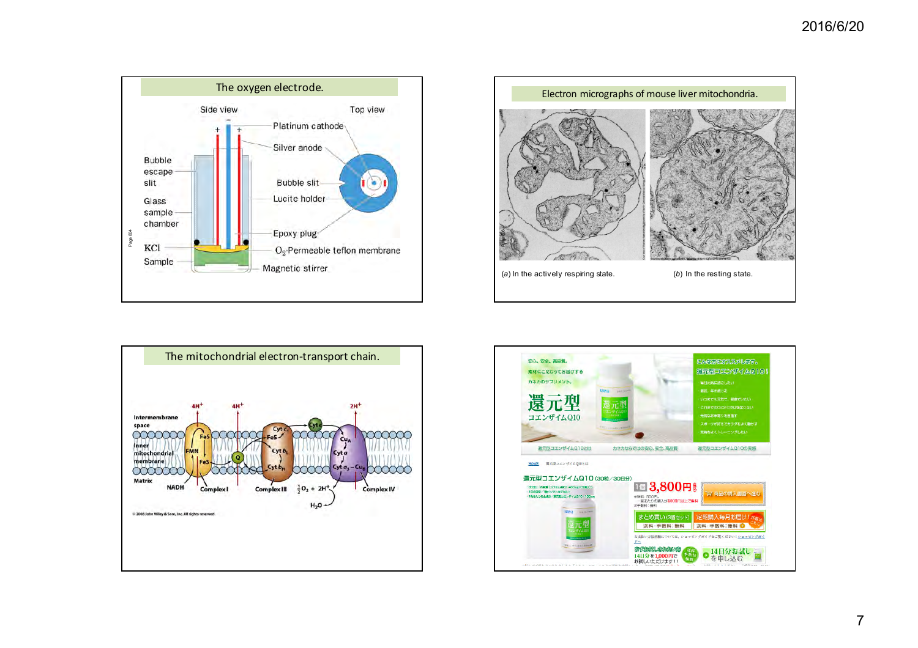## The oxygen electrode.

Side view — Top view

Platinum cathode

Silver anode

Bubble escape slit

Glass sample chamber

Bubble slit

Lucite holder

Epoxy plug

KCl

$O_2$-Permeable teflon membrane

Sample

Magnetic stirrer

## Electron micrographs of mouse liver mitochondria.

(*a*) In the actively respiring state.

(*b*) In the resting state.

## The mitochondrial electron-transport chain.

Intermembrane space

Inner mitochondrial membrane

Matrix

NADH — Complex I — Complex III — Complex IV

$4H^+$ — $4H^+$ — $2H^+$

FMN, FeS, Q, Cyt $c_1$, Cyt $b_L$, Cyt $b_H$, Cyt $c$, $Cu_A$, Cyt $a$, Cyt $a_3$–$Cu_B$

$\frac{1}{2}O_2 + 2H^+ \rightarrow H_2O$

© 2008 John Wiley & Sons, Inc. All rights reserved.

---

安心。安全。高品質。

素材にこだわってお届けする

カネカのサプリメント。

還元型コエンザイムQ10

こんな方にオススメします。還元型コエンザイムQ10！

還元型コエンザイムQ10とは　カネカならではの安心、安全、高品質　還元型コエンザイムQ10の実感

還元型コエンザイムQ10（30粒／30日分）

1個 3,800円

まとめ買い　定期購入毎月お届け！

送料・手数料：無料

14日分お試し を申し込む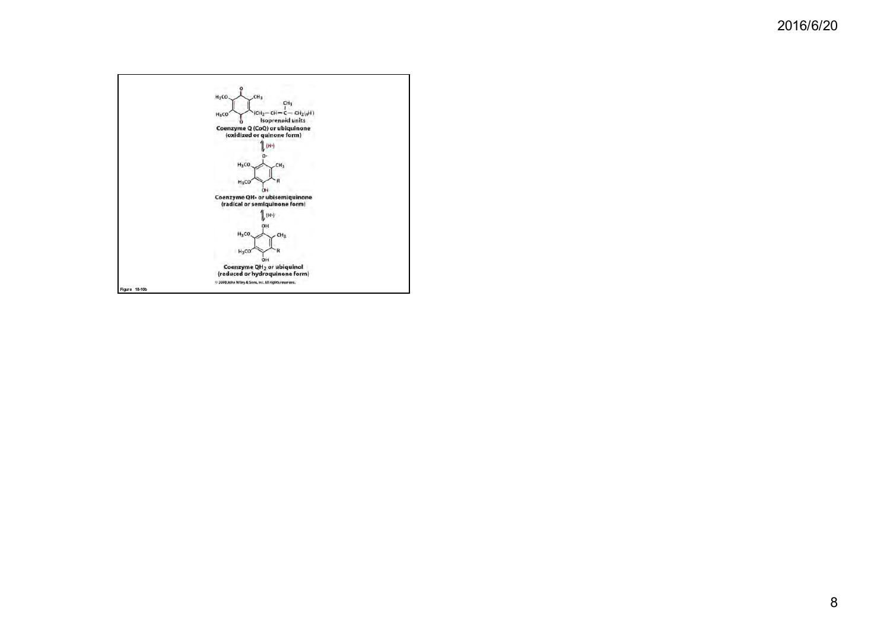Coenzyme Q (CoQ) or ubiquinone
(oxidized or quinone form)

Isoprenoid units

$(H\cdot)$

Coenzyme QH· or ubisemiquinone
(radical or semiquinone form)

$(H\cdot)$

Coenzyme $QH_2$ or ubiquinol
(reduced or hydroquinone form)

© 2008 John Wiley & Sons, Inc. All rights reserved.

Figure 18-10b